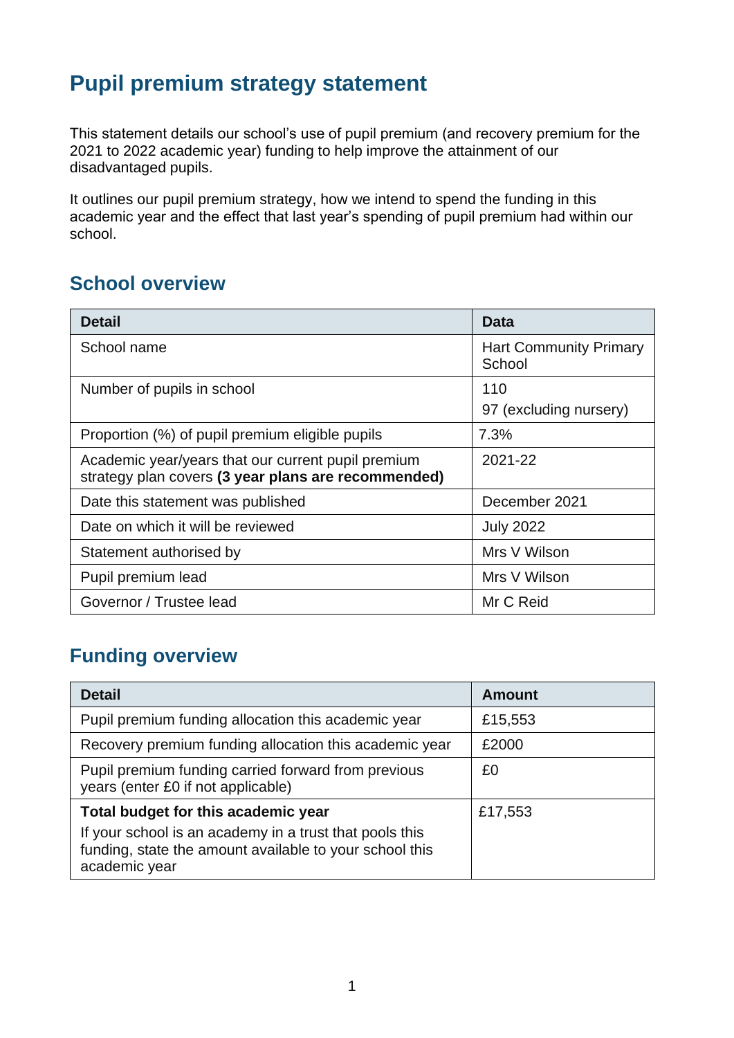# Pupil premium strategy statement

This statement details our school's use of pupil premium (and recovery premium for the 2021 to 2022 academic year) funding to help improve the attainment of our disadvantaged pupils.

It outlines our pupil premium strategy, how we intend to spend the funding in this academic year and the effect that last year's spending of pupil premium had within our school.

## School overview

| Detail | Data |
|---|---|
| School name | Hart Community Primary School |
| Number of pupils in school | 110<br>97 (excluding nursery) |
| Proportion (%) of pupil premium eligible pupils | 7.3% |
| Academic year/years that our current pupil premium strategy plan covers **(3 year plans are recommended)** | 2021-22 |
| Date this statement was published | December 2021 |
| Date on which it will be reviewed | July 2022 |
| Statement authorised by | Mrs V Wilson |
| Pupil premium lead | Mrs V Wilson |
| Governor / Trustee lead | Mr C Reid |

## Funding overview

| Detail | Amount |
|---|---|
| Pupil premium funding allocation this academic year | £15,553 |
| Recovery premium funding allocation this academic year | £2000 |
| Pupil premium funding carried forward from previous years (enter £0 if not applicable) | £0 |
| **Total budget for this academic year**<br>If your school is an academy in a trust that pools this funding, state the amount available to your school this academic year | £17,553 |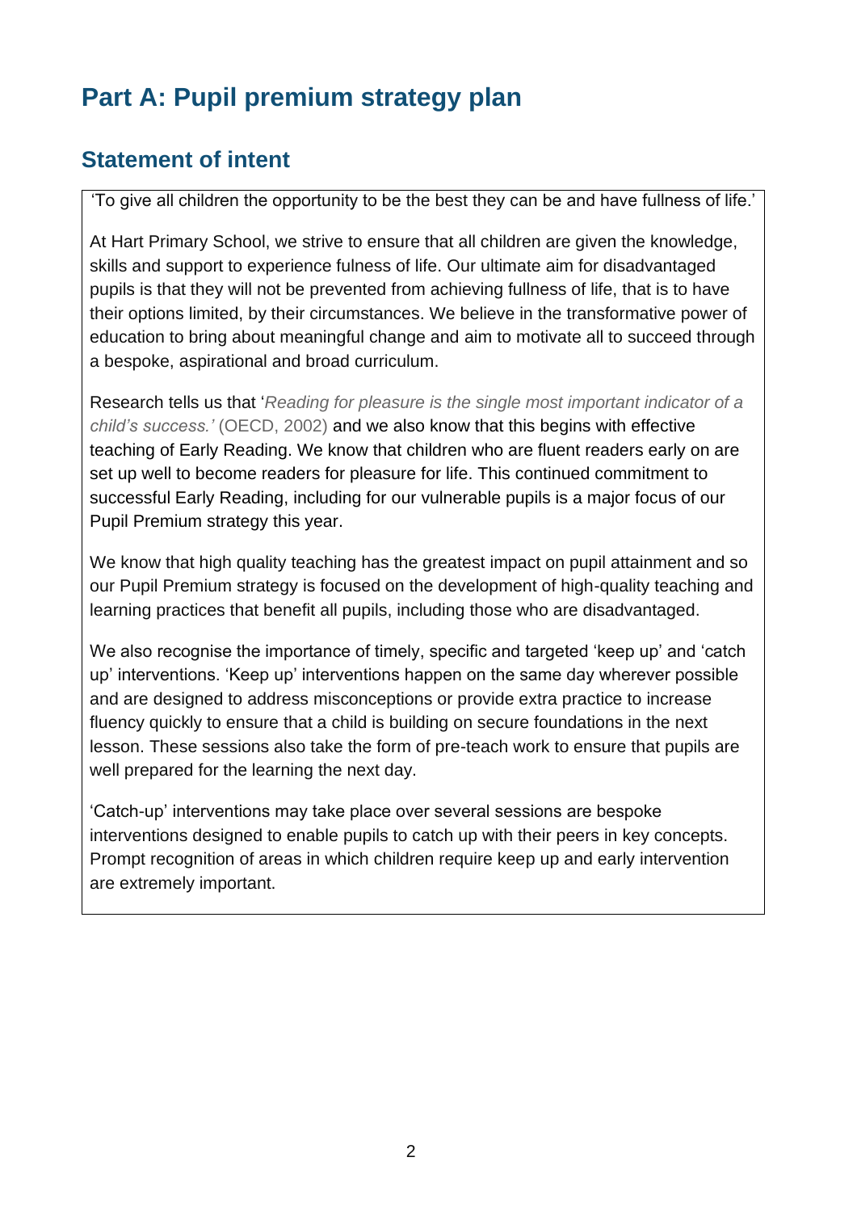# Part A: Pupil premium strategy plan

## Statement of intent

'To give all children the opportunity to be the best they can be and have fullness of life.'

At Hart Primary School, we strive to ensure that all children are given the knowledge, skills and support to experience fulness of life. Our ultimate aim for disadvantaged pupils is that they will not be prevented from achieving fullness of life, that is to have their options limited, by their circumstances. We believe in the transformative power of education to bring about meaningful change and aim to motivate all to succeed through a bespoke, aspirational and broad curriculum.

Research tells us that '*Reading for pleasure is the single most important indicator of a child's success.'* (OECD, 2002) and we also know that this begins with effective teaching of Early Reading. We know that children who are fluent readers early on are set up well to become readers for pleasure for life. This continued commitment to successful Early Reading, including for our vulnerable pupils is a major focus of our Pupil Premium strategy this year.

We know that high quality teaching has the greatest impact on pupil attainment and so our Pupil Premium strategy is focused on the development of high-quality teaching and learning practices that benefit all pupils, including those who are disadvantaged.

We also recognise the importance of timely, specific and targeted 'keep up' and 'catch up' interventions. 'Keep up' interventions happen on the same day wherever possible and are designed to address misconceptions or provide extra practice to increase fluency quickly to ensure that a child is building on secure foundations in the next lesson. These sessions also take the form of pre-teach work to ensure that pupils are well prepared for the learning the next day.

'Catch-up' interventions may take place over several sessions are bespoke interventions designed to enable pupils to catch up with their peers in key concepts. Prompt recognition of areas in which children require keep up and early intervention are extremely important.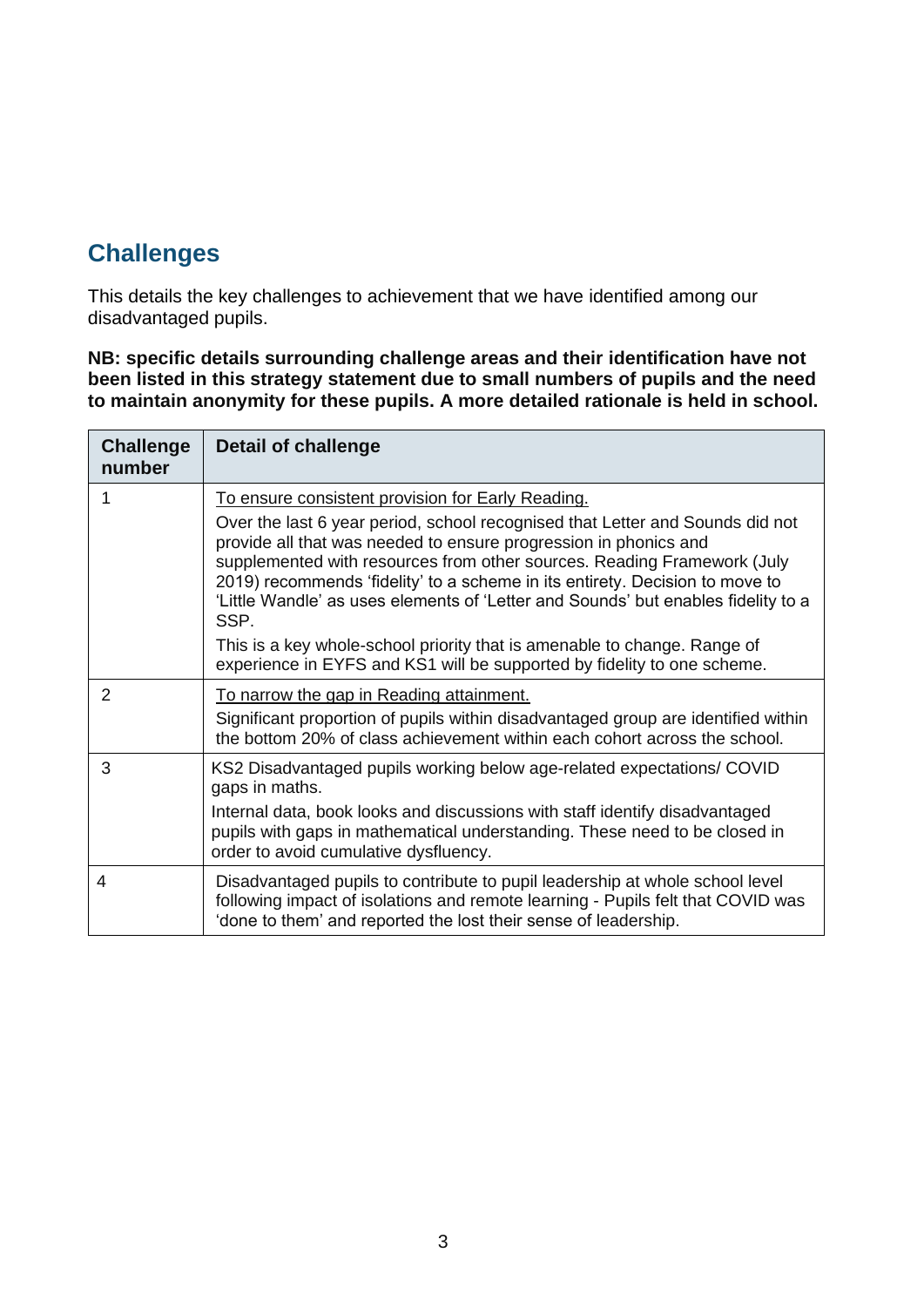## Challenges

This details the key challenges to achievement that we have identified among our disadvantaged pupils.

**NB: specific details surrounding challenge areas and their identification have not been listed in this strategy statement due to small numbers of pupils and the need to maintain anonymity for these pupils. A more detailed rationale is held in school.**

| Challenge number | Detail of challenge |
|---|---|
| 1 | <u>To ensure consistent provision for Early Reading.</u><br><br>Over the last 6 year period, school recognised that Letter and Sounds did not provide all that was needed to ensure progression in phonics and supplemented with resources from other sources. Reading Framework (July 2019) recommends 'fidelity' to a scheme in its entirety. Decision to move to 'Little Wandle' as uses elements of 'Letter and Sounds' but enables fidelity to a SSP.<br><br>This is a key whole-school priority that is amenable to change. Range of experience in EYFS and KS1 will be supported by fidelity to one scheme. |
| 2 | <u>To narrow the gap in Reading attainment.</u><br><br>Significant proportion of pupils within disadvantaged group are identified within the bottom 20% of class achievement within each cohort across the school. |
| 3 | KS2 Disadvantaged pupils working below age-related expectations/ COVID gaps in maths.<br><br>Internal data, book looks and discussions with staff identify disadvantaged pupils with gaps in mathematical understanding. These need to be closed in order to avoid cumulative dysfluency. |
| 4 | Disadvantaged pupils to contribute to pupil leadership at whole school level following impact of isolations and remote learning - Pupils felt that COVID was 'done to them' and reported the lost their sense of leadership. |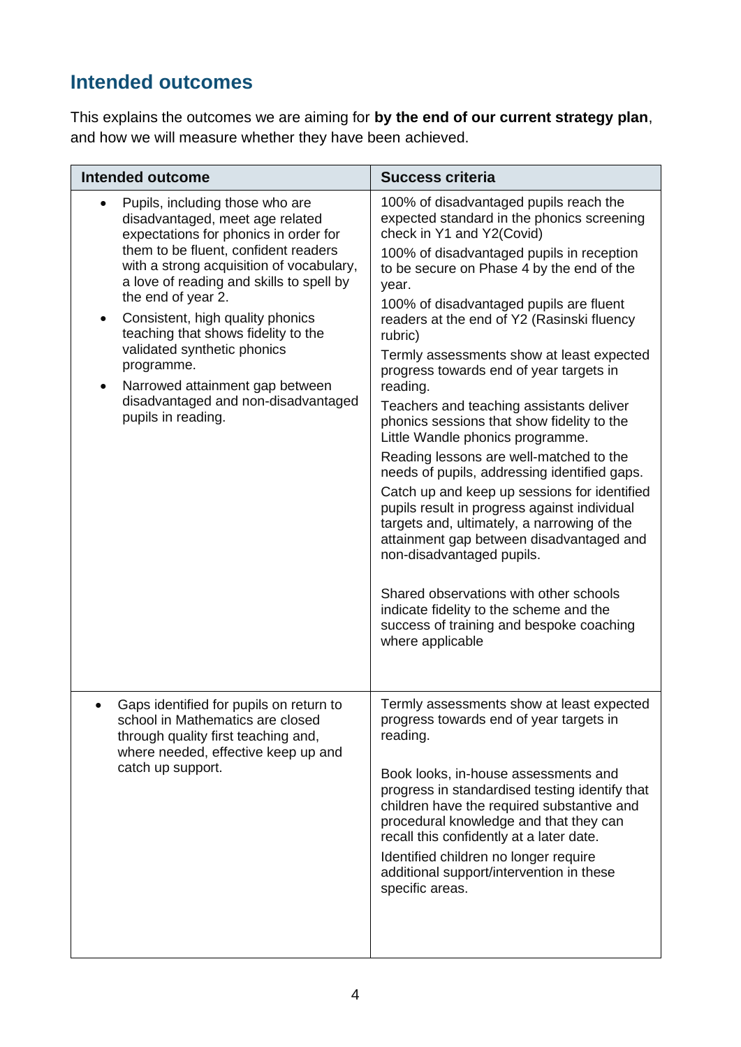## Intended outcomes

This explains the outcomes we are aiming for **by the end of our current strategy plan**, and how we will measure whether they have been achieved.

| Intended outcome | Success criteria |
|---|---|
| • Pupils, including those who are disadvantaged, meet age related expectations for phonics in order for them to be fluent, confident readers with a strong acquisition of vocabulary, a love of reading and skills to spell by the end of year 2.<br>• Consistent, high quality phonics teaching that shows fidelity to the validated synthetic phonics programme.<br>• Narrowed attainment gap between disadvantaged and non-disadvantaged pupils in reading. | 100% of disadvantaged pupils reach the expected standard in the phonics screening check in Y1 and Y2(Covid)<br>100% of disadvantaged pupils in reception to be secure on Phase 4 by the end of the year.<br>100% of disadvantaged pupils are fluent readers at the end of Y2 (Rasinski fluency rubric)<br>Termly assessments show at least expected progress towards end of year targets in reading.<br>Teachers and teaching assistants deliver phonics sessions that show fidelity to the Little Wandle phonics programme.<br>Reading lessons are well-matched to the needs of pupils, addressing identified gaps.<br>Catch up and keep up sessions for identified pupils result in progress against individual targets and, ultimately, a narrowing of the attainment gap between disadvantaged and non-disadvantaged pupils.<br><br>Shared observations with other schools indicate fidelity to the scheme and the success of training and bespoke coaching where applicable |
| • Gaps identified for pupils on return to school in Mathematics are closed through quality first teaching and, where needed, effective keep up and catch up support. | Termly assessments show at least expected progress towards end of year targets in reading.<br><br>Book looks, in-house assessments and progress in standardised testing identify that children have the required substantive and procedural knowledge and that they can recall this confidently at a later date.<br>Identified children no longer require additional support/intervention in these specific areas. |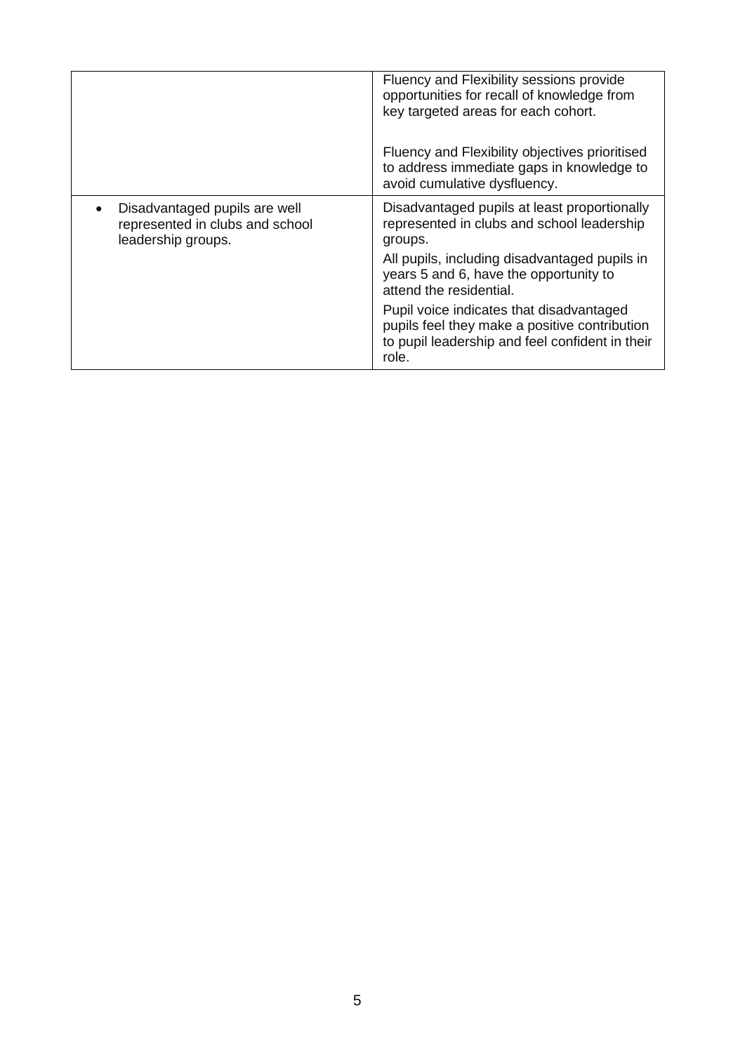| | |
|---|---|
| | Fluency and Flexibility sessions provide opportunities for recall of knowledge from key targeted areas for each cohort.<br><br>Fluency and Flexibility objectives prioritised to address immediate gaps in knowledge to avoid cumulative dysfluency. |
| • Disadvantaged pupils are well represented in clubs and school leadership groups. | Disadvantaged pupils at least proportionally represented in clubs and school leadership groups.<br><br>All pupils, including disadvantaged pupils in years 5 and 6, have the opportunity to attend the residential.<br><br>Pupil voice indicates that disadvantaged pupils feel they make a positive contribution to pupil leadership and feel confident in their role. |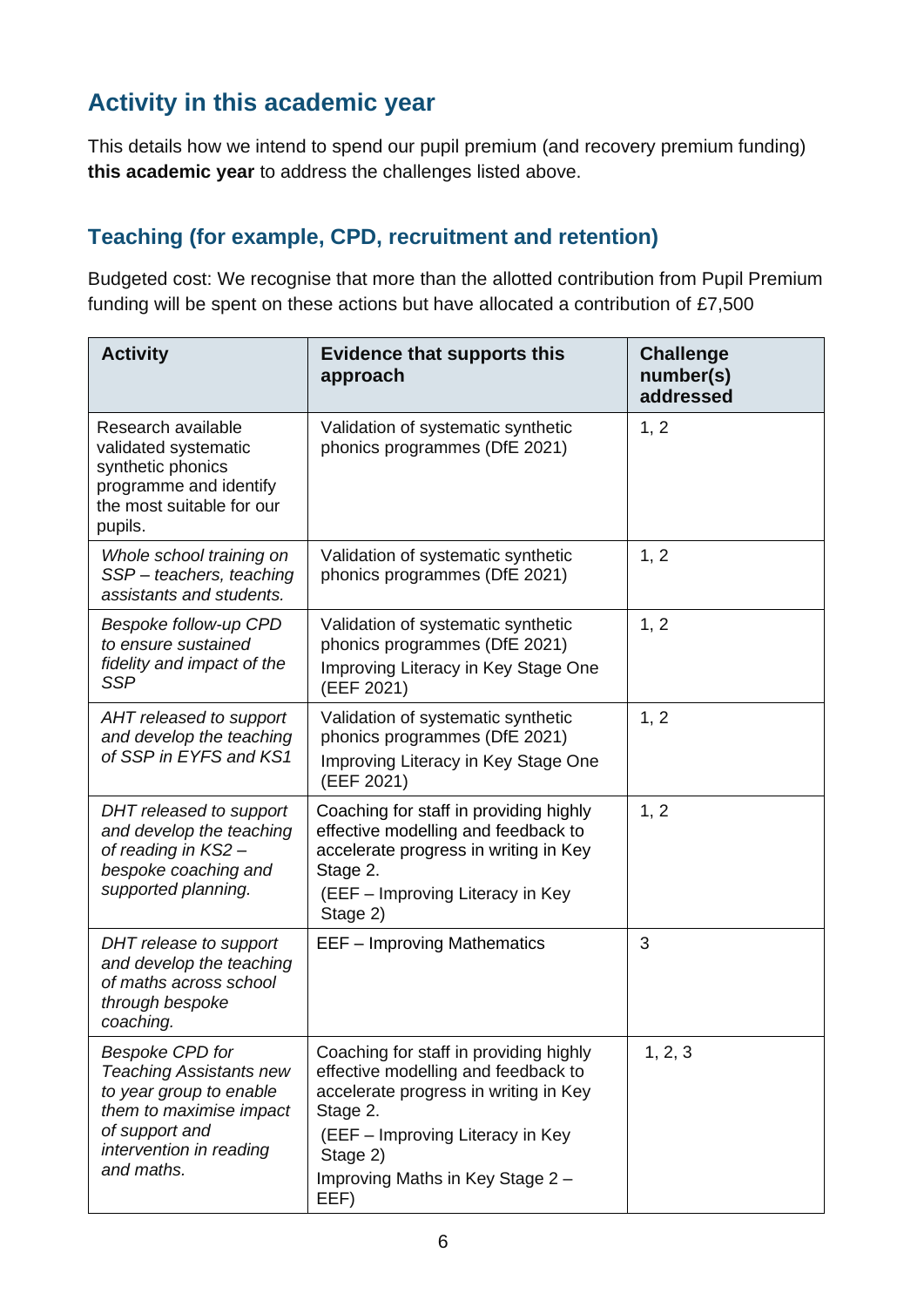## Activity in this academic year

This details how we intend to spend our pupil premium (and recovery premium funding) **this academic year** to address the challenges listed above.

### Teaching (for example, CPD, recruitment and retention)

Budgeted cost: We recognise that more than the allotted contribution from Pupil Premium funding will be spent on these actions but have allocated a contribution of £7,500

| Activity | Evidence that supports this approach | Challenge number(s) addressed |
|---|---|---|
| Research available validated systematic synthetic phonics programme and identify the most suitable for our pupils. | Validation of systematic synthetic phonics programmes (DfE 2021) | 1, 2 |
| *Whole school training on SSP – teachers, teaching assistants and students.* | Validation of systematic synthetic phonics programmes (DfE 2021) | 1, 2 |
| *Bespoke follow-up CPD to ensure sustained fidelity and impact of the SSP* | Validation of systematic synthetic phonics programmes (DfE 2021)<br>Improving Literacy in Key Stage One (EEF 2021) | 1, 2 |
| *AHT released to support and develop the teaching of SSP in EYFS and KS1* | Validation of systematic synthetic phonics programmes (DfE 2021)<br>Improving Literacy in Key Stage One (EEF 2021) | 1, 2 |
| *DHT released to support and develop the teaching of reading in KS2 – bespoke coaching and supported planning.* | Coaching for staff in providing highly effective modelling and feedback to accelerate progress in writing in Key Stage 2.<br>(EEF – Improving Literacy in Key Stage 2) | 1, 2 |
| *DHT release to support and develop the teaching of maths across school through bespoke coaching.* | EEF – Improving Mathematics | 3 |
| *Bespoke CPD for Teaching Assistants new to year group to enable them to maximise impact of support and intervention in reading and maths.* | Coaching for staff in providing highly effective modelling and feedback to accelerate progress in writing in Key Stage 2.<br>(EEF – Improving Literacy in Key Stage 2)<br>Improving Maths in Key Stage 2 – EEF) | 1, 2, 3 |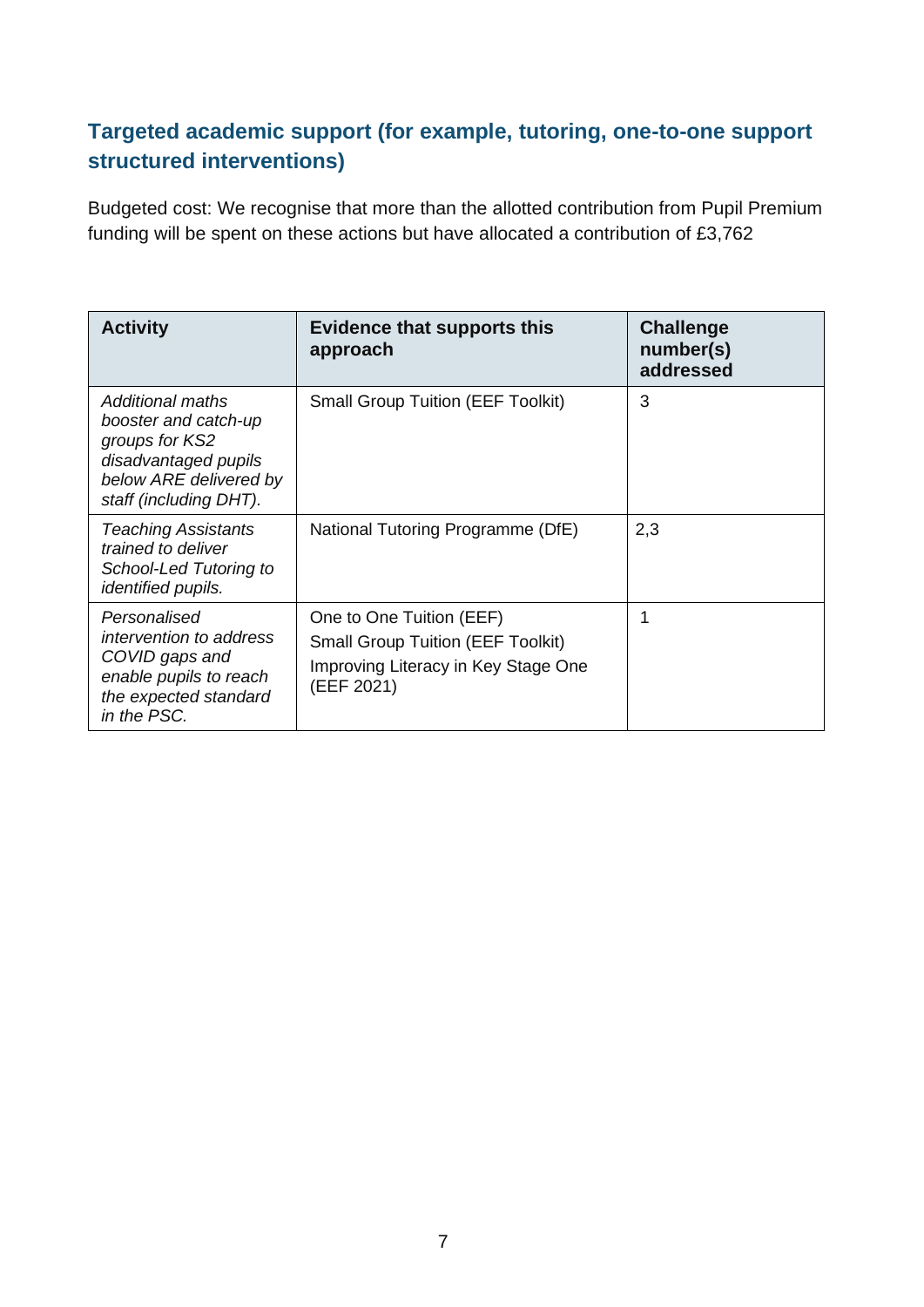## Targeted academic support (for example, tutoring, one-to-one support structured interventions)

Budgeted cost: We recognise that more than the allotted contribution from Pupil Premium funding will be spent on these actions but have allocated a contribution of £3,762

| Activity | Evidence that supports this approach | Challenge number(s) addressed |
|---|---|---|
| *Additional maths booster and catch-up groups for KS2 disadvantaged pupils below ARE delivered by staff (including DHT).* | Small Group Tuition (EEF Toolkit) | 3 |
| *Teaching Assistants trained to deliver School-Led Tutoring to identified pupils.* | National Tutoring Programme (DfE) | 2,3 |
| *Personalised intervention to address COVID gaps and enable pupils to reach the expected standard in the PSC.* | One to One Tuition (EEF)<br>Small Group Tuition (EEF Toolkit)<br>Improving Literacy in Key Stage One (EEF 2021) | 1 |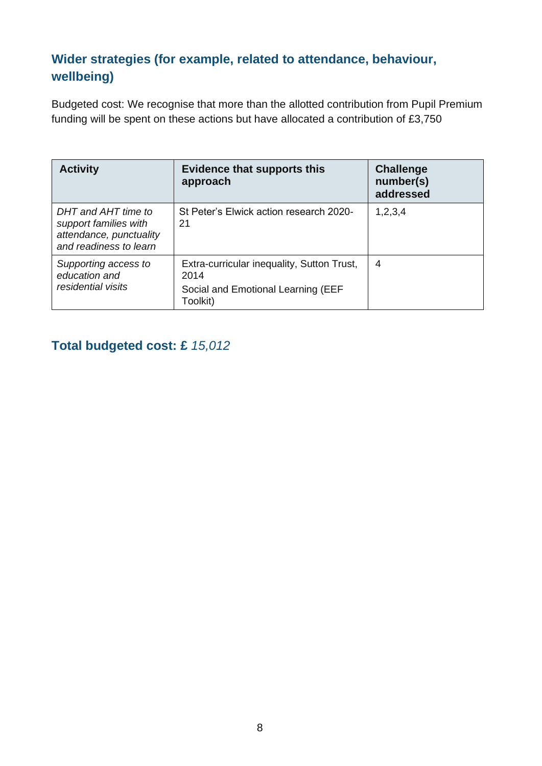## Wider strategies (for example, related to attendance, behaviour, wellbeing)

Budgeted cost: We recognise that more than the allotted contribution from Pupil Premium funding will be spent on these actions but have allocated a contribution of £3,750

| Activity | Evidence that supports this approach | Challenge number(s) addressed |
|---|---|---|
| *DHT and AHT time to support families with attendance, punctuality and readiness to learn* | St Peter's Elwick action research 2020-21 | 1,2,3,4 |
| *Supporting access to education and residential visits* | Extra-curricular inequality, Sutton Trust, 2014<br><br>Social and Emotional Learning (EEF Toolkit) | 4 |

## Total budgeted cost: £ *15,012*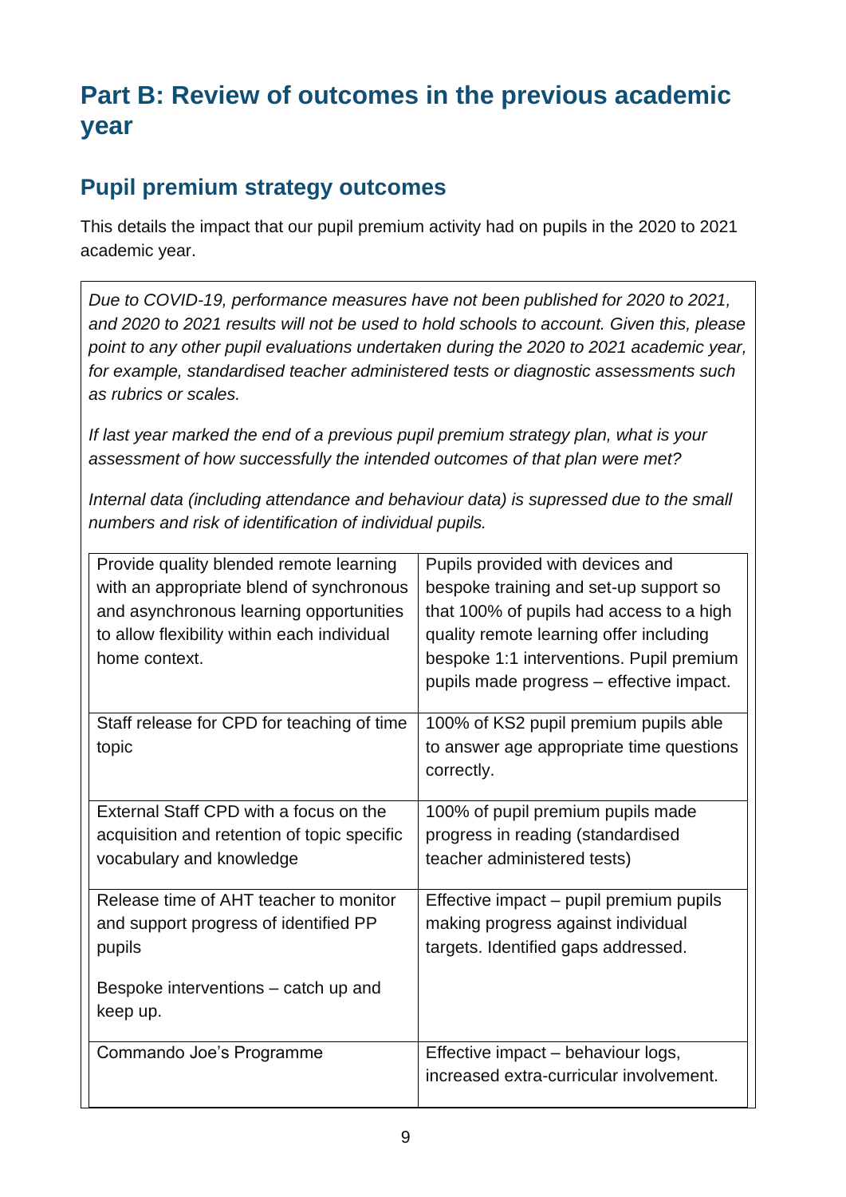# Part B: Review of outcomes in the previous academic year

## Pupil premium strategy outcomes

This details the impact that our pupil premium activity had on pupils in the 2020 to 2021 academic year.

*Due to COVID-19, performance measures have not been published for 2020 to 2021, and 2020 to 2021 results will not be used to hold schools to account. Given this, please point to any other pupil evaluations undertaken during the 2020 to 2021 academic year, for example, standardised teacher administered tests or diagnostic assessments such as rubrics or scales.*

*If last year marked the end of a previous pupil premium strategy plan, what is your assessment of how successfully the intended outcomes of that plan were met?*

*Internal data (including attendance and behaviour data) is supressed due to the small numbers and risk of identification of individual pupils.*

| | |
|---|---|
| Provide quality blended remote learning with an appropriate blend of synchronous and asynchronous learning opportunities to allow flexibility within each individual home context. | Pupils provided with devices and bespoke training and set-up support so that 100% of pupils had access to a high quality remote learning offer including bespoke 1:1 interventions. Pupil premium pupils made progress – effective impact. |
| Staff release for CPD for teaching of time topic | 100% of KS2 pupil premium pupils able to answer age appropriate time questions correctly. |
| External Staff CPD with a focus on the acquisition and retention of topic specific vocabulary and knowledge | 100% of pupil premium pupils made progress in reading (standardised teacher administered tests) |
| Release time of AHT teacher to monitor and support progress of identified PP pupils<br><br>Bespoke interventions – catch up and keep up. | Effective impact – pupil premium pupils making progress against individual targets. Identified gaps addressed. |
| Commando Joe's Programme | Effective impact – behaviour logs, increased extra-curricular involvement. |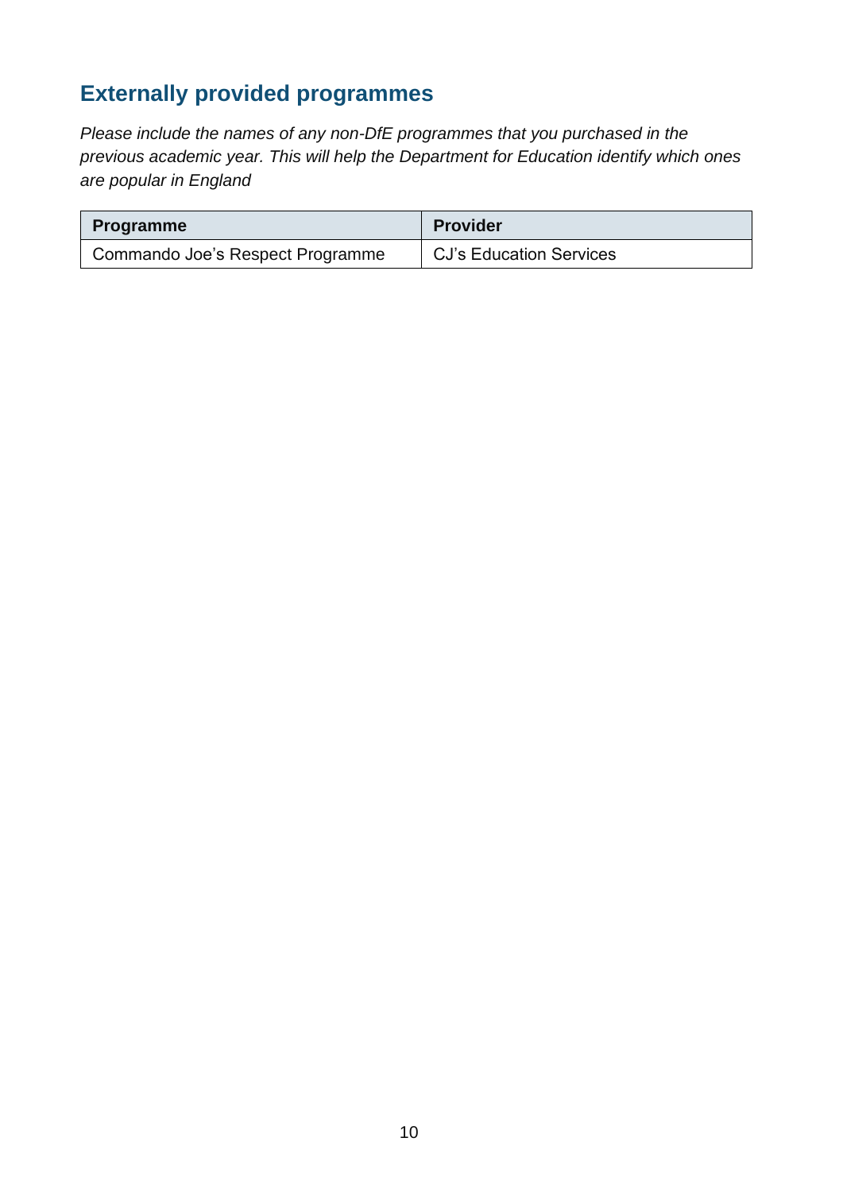## Externally provided programmes

*Please include the names of any non-DfE programmes that you purchased in the previous academic year. This will help the Department for Education identify which ones are popular in England*

| Programme | Provider |
| --- | --- |
| Commando Joe's Respect Programme | CJ's Education Services |